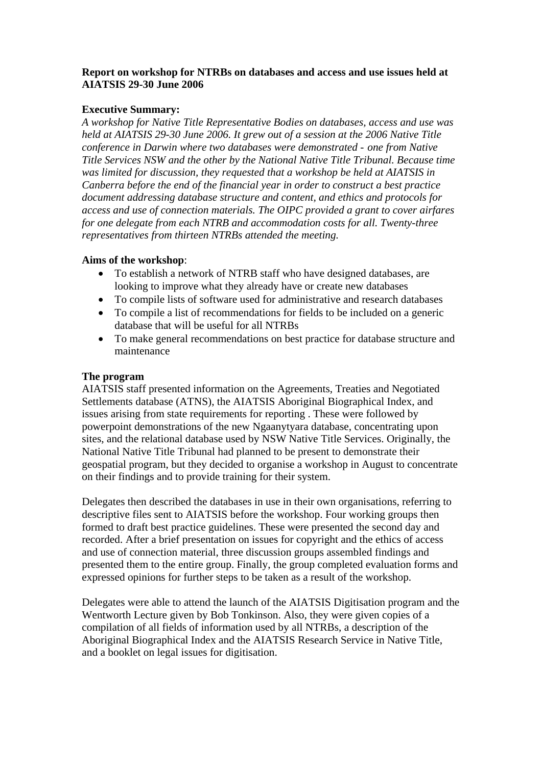**Report on workshop for NTRBs on databases and access and use issues held at AIATSIS 29-30 June 2006**

**Executive Summary:**

*A workshop for Native Title Representative Bodies on databases, access and use was held at AIATSIS 29-30 June 2006. It grew out of a session at the 2006 Native Title conference in Darwin where two databases were demonstrated - one from Native Title Services NSW and the other by the National Native Title Tribunal. Because time was limited for discussion, they requested that a workshop be held at AIATSIS in Canberra before the end of the financial year in order to construct a best practice document addressing database structure and content, and ethics and protocols for access and use of connection materials. The OIPC provided a grant to cover airfares for one delegate from each NTRB and accommodation costs for all. Twenty-three representatives from thirteen NTRBs attended the meeting.*

**Aims of the workshop**:

- To establish a network of NTRB staff who have designed databases, are looking to improve what they already have or create new databases
- To compile lists of software used for administrative and research databases
- To compile a list of recommendations for fields to be included on a generic database that will be useful for all NTRBs
- To make general recommendations on best practice for database structure and maintenance

**The program**

AIATSIS staff presented information on the Agreements, Treaties and Negotiated Settlements database (ATNS), the AIATSIS Aboriginal Biographical Index, and issues arising from state requirements for reporting . These were followed by powerpoint demonstrations of the new Ngaanytyara database, concentrating upon sites, and the relational database used by NSW Native Title Services. Originally, the National Native Title Tribunal had planned to be present to demonstrate their geospatial program, but they decided to organise a workshop in August to concentrate on their findings and to provide training for their system.

Delegates then described the databases in use in their own organisations, referring to descriptive files sent to AIATSIS before the workshop. Four working groups then formed to draft best practice guidelines. These were presented the second day and recorded. After a brief presentation on issues for copyright and the ethics of access and use of connection material, three discussion groups assembled findings and presented them to the entire group. Finally, the group completed evaluation forms and expressed opinions for further steps to be taken as a result of the workshop.

Delegates were able to attend the launch of the AIATSIS Digitisation program and the Wentworth Lecture given by Bob Tonkinson. Also, they were given copies of a compilation of all fields of information used by all NTRBs, a description of the Aboriginal Biographical Index and the AIATSIS Research Service in Native Title, and a booklet on legal issues for digitisation.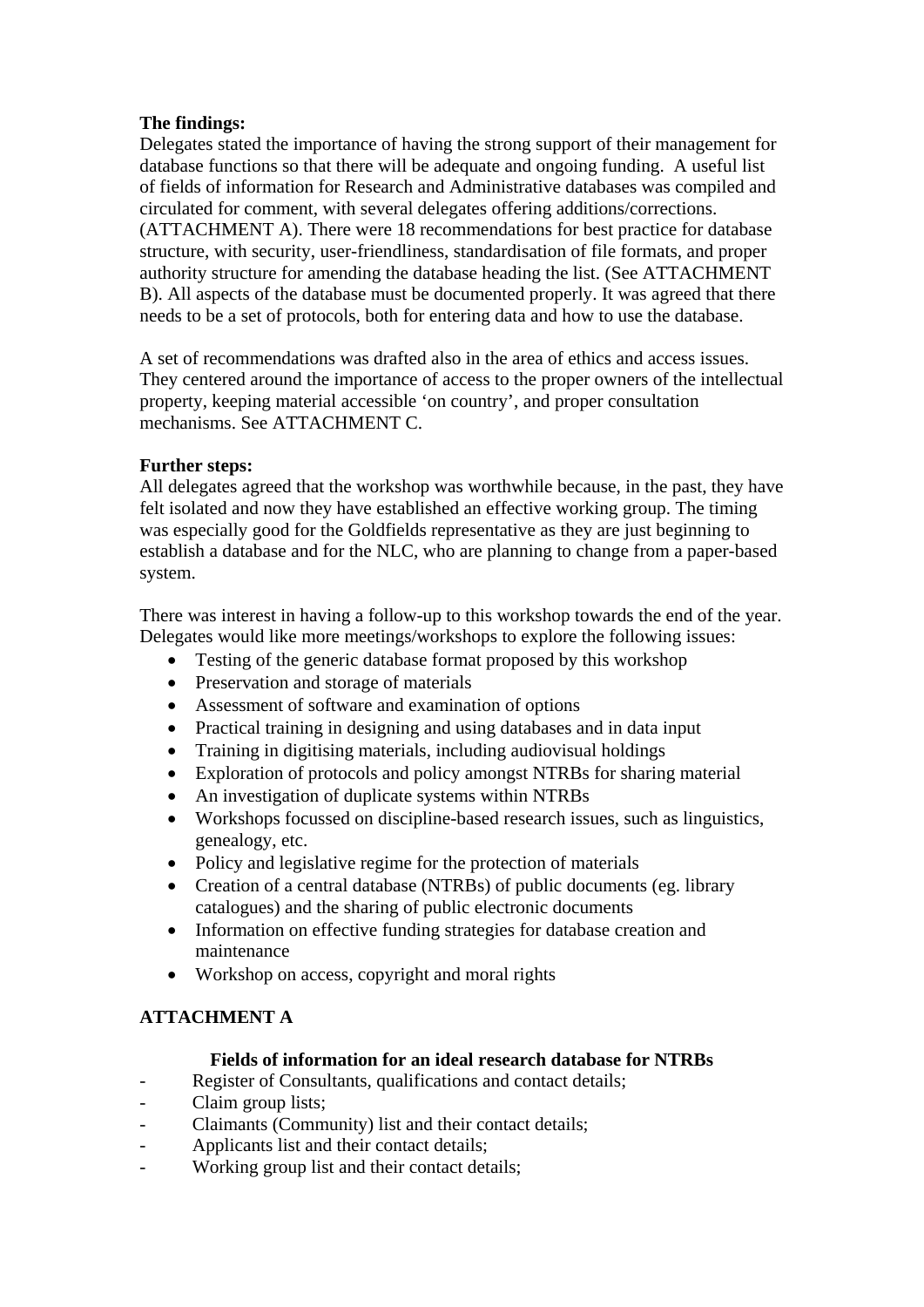**The findings:**
Delegates stated the importance of having the strong support of their management for database functions so that there will be adequate and ongoing funding. A useful list of fields of information for Research and Administrative databases was compiled and circulated for comment, with several delegates offering additions/corrections. (ATTACHMENT A). There were 18 recommendations for best practice for database structure, with security, user-friendliness, standardisation of file formats, and proper authority structure for amending the database heading the list. (See ATTACHMENT B). All aspects of the database must be documented properly. It was agreed that there needs to be a set of protocols, both for entering data and how to use the database.

A set of recommendations was drafted also in the area of ethics and access issues. They centered around the importance of access to the proper owners of the intellectual property, keeping material accessible 'on country', and proper consultation mechanisms. See ATTACHMENT C.

**Further steps:**
All delegates agreed that the workshop was worthwhile because, in the past, they have felt isolated and now they have established an effective working group. The timing was especially good for the Goldfields representative as they are just beginning to establish a database and for the NLC, who are planning to change from a paper-based system.

There was interest in having a follow-up to this workshop towards the end of the year. Delegates would like more meetings/workshops to explore the following issues:

- Testing of the generic database format proposed by this workshop
- Preservation and storage of materials
- Assessment of software and examination of options
- Practical training in designing and using databases and in data input
- Training in digitising materials, including audiovisual holdings
- Exploration of protocols and policy amongst NTRBs for sharing material
- An investigation of duplicate systems within NTRBs
- Workshops focussed on discipline-based research issues, such as linguistics, genealogy, etc.
- Policy and legislative regime for the protection of materials
- Creation of a central database (NTRBs) of public documents (eg. library catalogues) and the sharing of public electronic documents
- Information on effective funding strategies for database creation and maintenance
- Workshop on access, copyright and moral rights

**ATTACHMENT A**

**Fields of information for an ideal research database for NTRBs**

- Register of Consultants, qualifications and contact details;
- Claim group lists;
- Claimants (Community) list and their contact details;
- Applicants list and their contact details;
- Working group list and their contact details;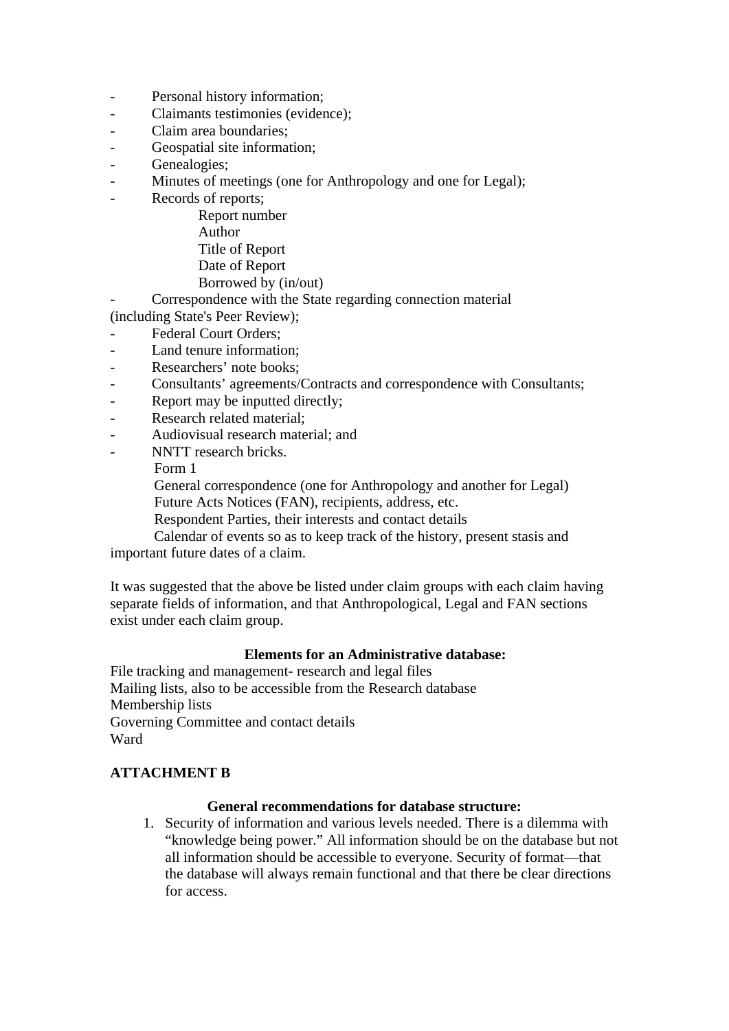- Personal history information;
- Claimants testimonies (evidence);
- Claim area boundaries;
- Geospatial site information;
- Genealogies;
- Minutes of meetings (one for Anthropology and one for Legal);
- Records of reports;
    - Report number
    - Author
    - Title of Report
    - Date of Report
    - Borrowed by (in/out)
- Correspondence with the State regarding connection material (including State's Peer Review);
- Federal Court Orders;
- Land tenure information;
- Researchers' note books;
- Consultants' agreements/Contracts and correspondence with Consultants;
- Report may be inputted directly;
- Research related material;
- Audiovisual research material; and
- NNTT research bricks.

Form 1
General correspondence (one for Anthropology and another for Legal)
Future Acts Notices (FAN), recipients, address, etc.
Respondent Parties, their interests and contact details
Calendar of events so as to keep track of the history, present stasis and important future dates of a claim.

It was suggested that the above be listed under claim groups with each claim having separate fields of information, and that Anthropological, Legal and FAN sections exist under each claim group.

**Elements for an Administrative database:**

File tracking and management- research and legal files
Mailing lists, also to be accessible from the Research database
Membership lists
Governing Committee and contact details
Ward

**ATTACHMENT B**

**General recommendations for database structure:**

1. Security of information and various levels needed. There is a dilemma with "knowledge being power." All information should be on the database but not all information should be accessible to everyone. Security of format—that the database will always remain functional and that there be clear directions for access.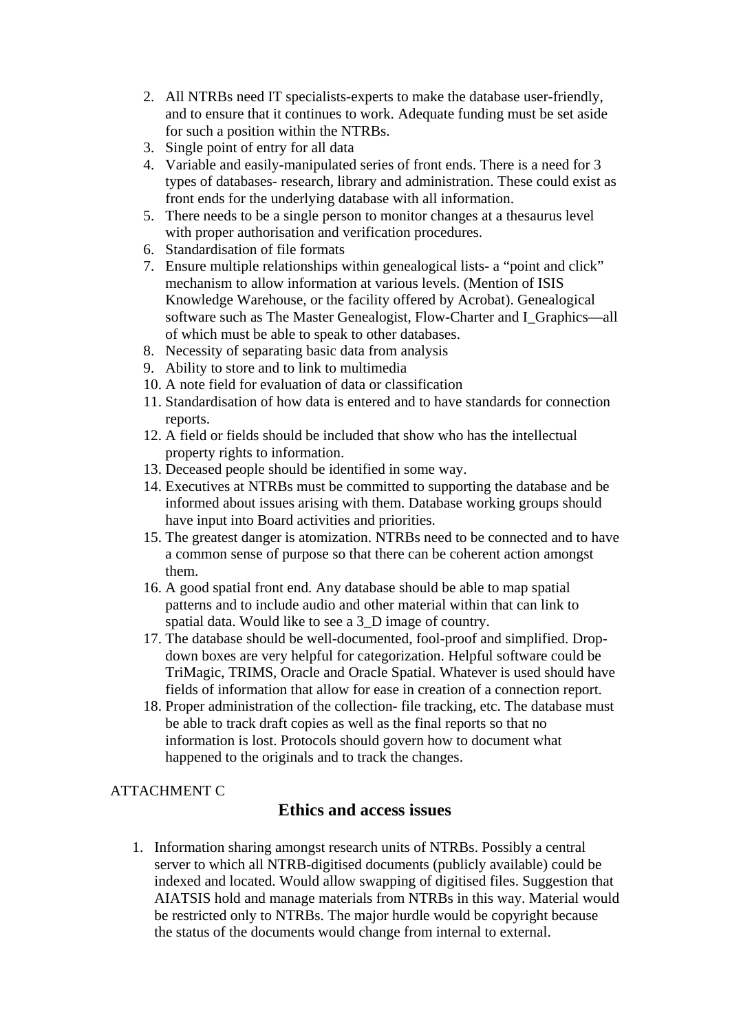2. All NTRBs need IT specialists-experts to make the database user-friendly, and to ensure that it continues to work. Adequate funding must be set aside for such a position within the NTRBs.
3. Single point of entry for all data
4. Variable and easily-manipulated series of front ends. There is a need for 3 types of databases- research, library and administration. These could exist as front ends for the underlying database with all information.
5. There needs to be a single person to monitor changes at a thesaurus level with proper authorisation and verification procedures.
6. Standardisation of file formats
7. Ensure multiple relationships within genealogical lists- a "point and click" mechanism to allow information at various levels. (Mention of ISIS Knowledge Warehouse, or the facility offered by Acrobat). Genealogical software such as The Master Genealogist, Flow-Charter and I_Graphics—all of which must be able to speak to other databases.
8. Necessity of separating basic data from analysis
9. Ability to store and to link to multimedia
10. A note field for evaluation of data or classification
11. Standardisation of how data is entered and to have standards for connection reports.
12. A field or fields should be included that show who has the intellectual property rights to information.
13. Deceased people should be identified in some way.
14. Executives at NTRBs must be committed to supporting the database and be informed about issues arising with them. Database working groups should have input into Board activities and priorities.
15. The greatest danger is atomization. NTRBs need to be connected and to have a common sense of purpose so that there can be coherent action amongst them.
16. A good spatial front end. Any database should be able to map spatial patterns and to include audio and other material within that can link to spatial data. Would like to see a 3_D image of country.
17. The database should be well-documented, fool-proof and simplified. Drop-down boxes are very helpful for categorization. Helpful software could be TriMagic, TRIMS, Oracle and Oracle Spatial. Whatever is used should have fields of information that allow for ease in creation of a connection report.
18. Proper administration of the collection- file tracking, etc. The database must be able to track draft copies as well as the final reports so that no information is lost. Protocols should govern how to document what happened to the originals and to track the changes.

ATTACHMENT C

## Ethics and access issues

1. Information sharing amongst research units of NTRBs. Possibly a central server to which all NTRB-digitised documents (publicly available) could be indexed and located. Would allow swapping of digitised files. Suggestion that AIATSIS hold and manage materials from NTRBs in this way. Material would be restricted only to NTRBs. The major hurdle would be copyright because the status of the documents would change from internal to external.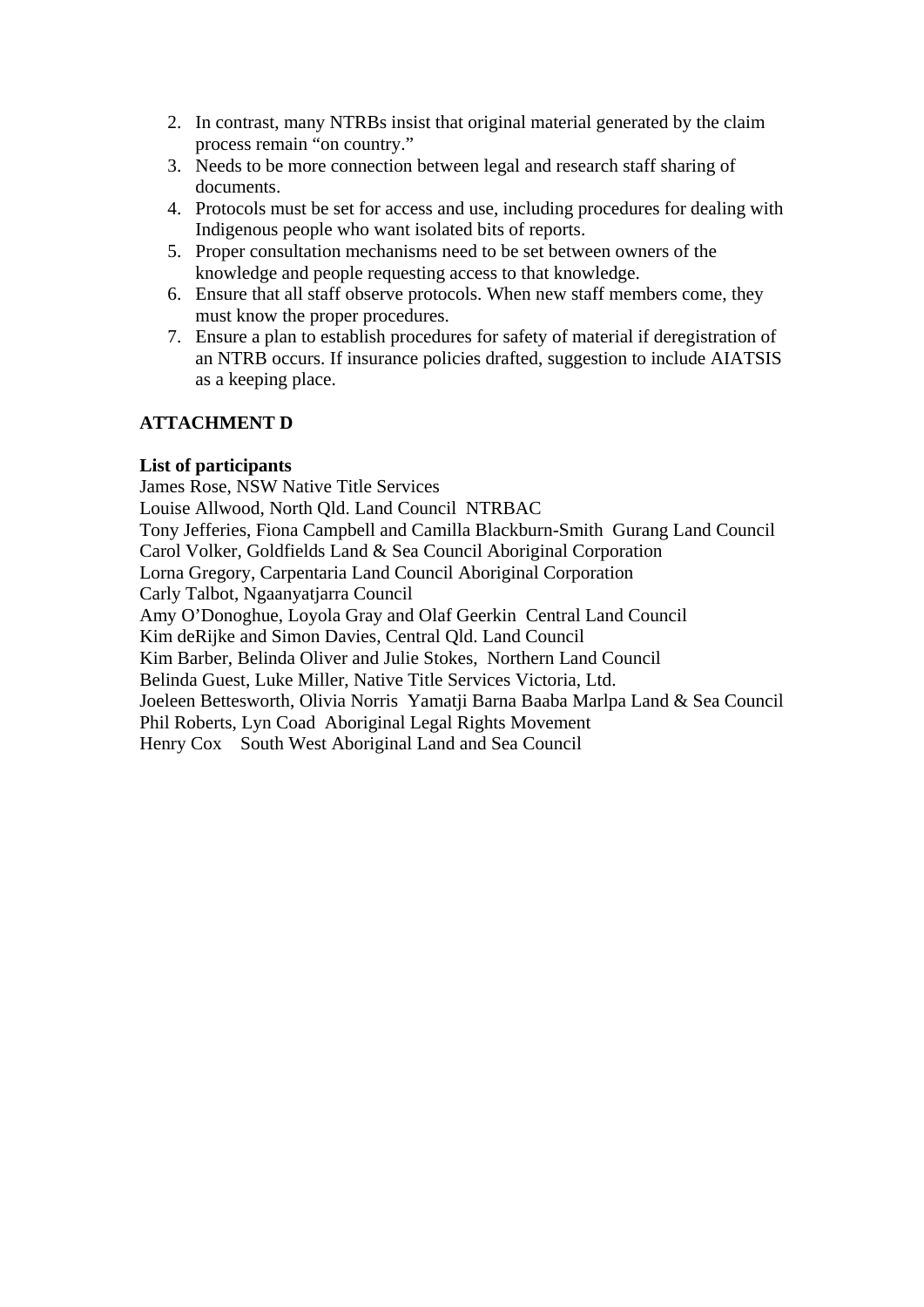2. In contrast, many NTRBs insist that original material generated by the claim process remain "on country."
3. Needs to be more connection between legal and research staff sharing of documents.
4. Protocols must be set for access and use, including procedures for dealing with Indigenous people who want isolated bits of reports.
5. Proper consultation mechanisms need to be set between owners of the knowledge and people requesting access to that knowledge.
6. Ensure that all staff observe protocols. When new staff members come, they must know the proper procedures.
7. Ensure a plan to establish procedures for safety of material if deregistration of an NTRB occurs. If insurance policies drafted, suggestion to include AIATSIS as a keeping place.

**ATTACHMENT D**

**List of participants**

James Rose, NSW Native Title Services  
Louise Allwood, North Qld. Land Council NTRBAC  
Tony Jefferies, Fiona Campbell and Camilla Blackburn-Smith Gurang Land Council  
Carol Volker, Goldfields Land & Sea Council Aboriginal Corporation  
Lorna Gregory, Carpentaria Land Council Aboriginal Corporation  
Carly Talbot, Ngaanyatjarra Council  
Amy O'Donoghue, Loyola Gray and Olaf Geerkin Central Land Council  
Kim deRijke and Simon Davies, Central Qld. Land Council  
Kim Barber, Belinda Oliver and Julie Stokes, Northern Land Council  
Belinda Guest, Luke Miller, Native Title Services Victoria, Ltd.  
Joeleen Bettesworth, Olivia Norris Yamatji Barna Baaba Marlpa Land & Sea Council  
Phil Roberts, Lyn Coad Aboriginal Legal Rights Movement  
Henry Cox South West Aboriginal Land and Sea Council